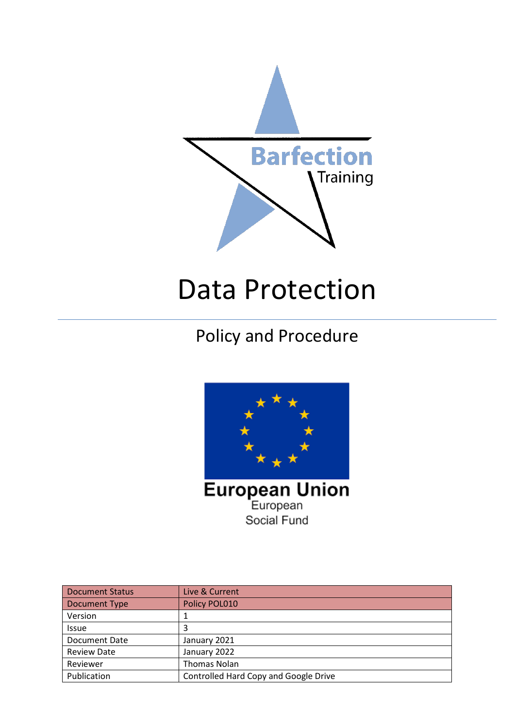Barfection Training

# Data Protection

## Policy and Procedure

European Union
European Social Fund

| Document Status | Live & Current |
|---|---|
| Document Type | Policy POL010 |
| Version | 1 |
| Issue | 3 |
| Document Date | January 2021 |
| Review Date | January 2022 |
| Reviewer | Thomas Nolan |
| Publication | Controlled Hard Copy and Google Drive |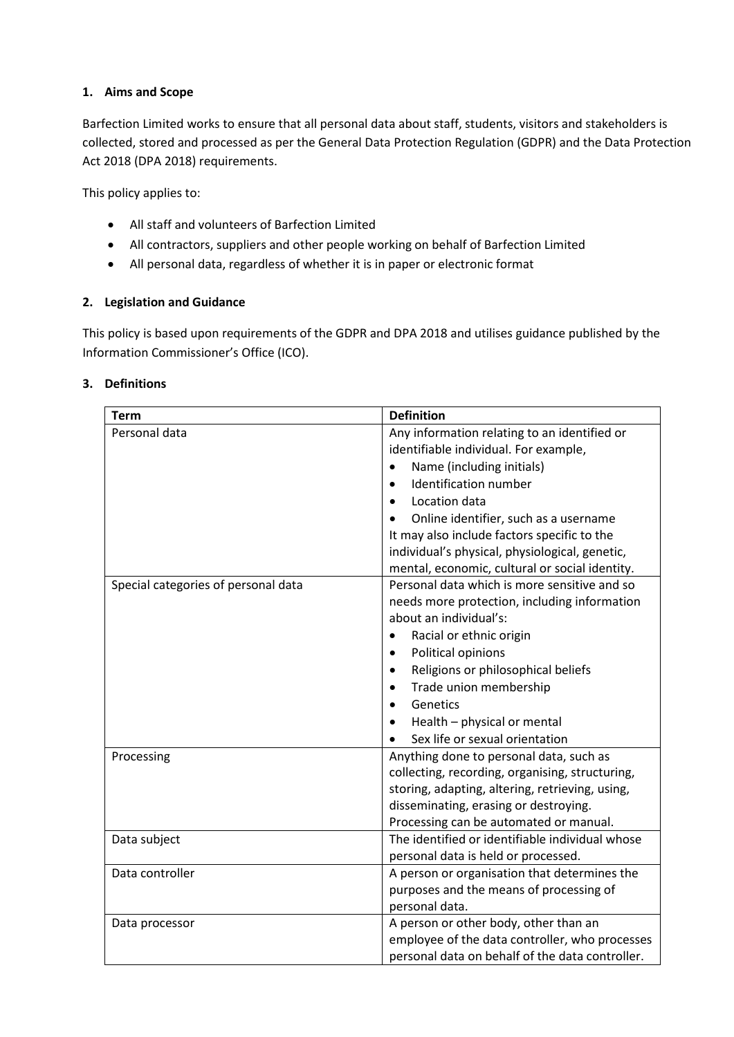## 1. Aims and Scope

Barfection Limited works to ensure that all personal data about staff, students, visitors and stakeholders is collected, stored and processed as per the General Data Protection Regulation (GDPR) and the Data Protection Act 2018 (DPA 2018) requirements.

This policy applies to:

- All staff and volunteers of Barfection Limited
- All contractors, suppliers and other people working on behalf of Barfection Limited
- All personal data, regardless of whether it is in paper or electronic format

## 2. Legislation and Guidance

This policy is based upon requirements of the GDPR and DPA 2018 and utilises guidance published by the Information Commissioner's Office (ICO).

## 3. Definitions

| Term | Definition |
|---|---|
| Personal data | Any information relating to an identified or identifiable individual. For example, <br>• Name (including initials)<br>• Identification number<br>• Location data<br>• Online identifier, such as a username<br>It may also include factors specific to the individual's physical, physiological, genetic, mental, economic, cultural or social identity. |
| Special categories of personal data | Personal data which is more sensitive and so needs more protection, including information about an individual's:<br>• Racial or ethnic origin<br>• Political opinions<br>• Religions or philosophical beliefs<br>• Trade union membership<br>• Genetics<br>• Health – physical or mental<br>• Sex life or sexual orientation |
| Processing | Anything done to personal data, such as collecting, recording, organising, structuring, storing, adapting, altering, retrieving, using, disseminating, erasing or destroying. Processing can be automated or manual. |
| Data subject | The identified or identifiable individual whose personal data is held or processed. |
| Data controller | A person or organisation that determines the purposes and the means of processing of personal data. |
| Data processor | A person or other body, other than an employee of the data controller, who processes personal data on behalf of the data controller. |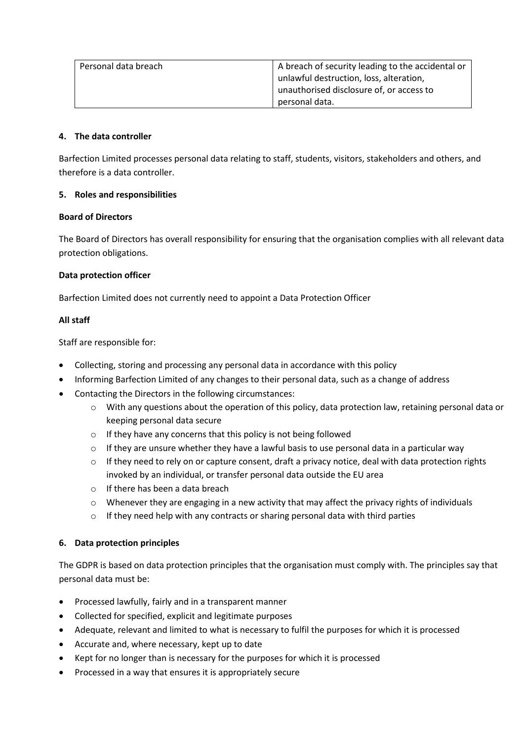| Personal data breach | A breach of security leading to the accidental or unlawful destruction, loss, alteration, unauthorised disclosure of, or access to personal data. |
|---|---|

**4. The data controller**

Barfection Limited processes personal data relating to staff, students, visitors, stakeholders and others, and therefore is a data controller.

**5. Roles and responsibilities**

**Board of Directors**

The Board of Directors has overall responsibility for ensuring that the organisation complies with all relevant data protection obligations.

**Data protection officer**

Barfection Limited does not currently need to appoint a Data Protection Officer

**All staff**

Staff are responsible for:

- Collecting, storing and processing any personal data in accordance with this policy
- Informing Barfection Limited of any changes to their personal data, such as a change of address
- Contacting the Directors in the following circumstances:
  - With any questions about the operation of this policy, data protection law, retaining personal data or keeping personal data secure
  - If they have any concerns that this policy is not being followed
  - If they are unsure whether they have a lawful basis to use personal data in a particular way
  - If they need to rely on or capture consent, draft a privacy notice, deal with data protection rights invoked by an individual, or transfer personal data outside the EU area
  - If there has been a data breach
  - Whenever they are engaging in a new activity that may affect the privacy rights of individuals
  - If they need help with any contracts or sharing personal data with third parties

**6. Data protection principles**

The GDPR is based on data protection principles that the organisation must comply with. The principles say that personal data must be:

- Processed lawfully, fairly and in a transparent manner
- Collected for specified, explicit and legitimate purposes
- Adequate, relevant and limited to what is necessary to fulfil the purposes for which it is processed
- Accurate and, where necessary, kept up to date
- Kept for no longer than is necessary for the purposes for which it is processed
- Processed in a way that ensures it is appropriately secure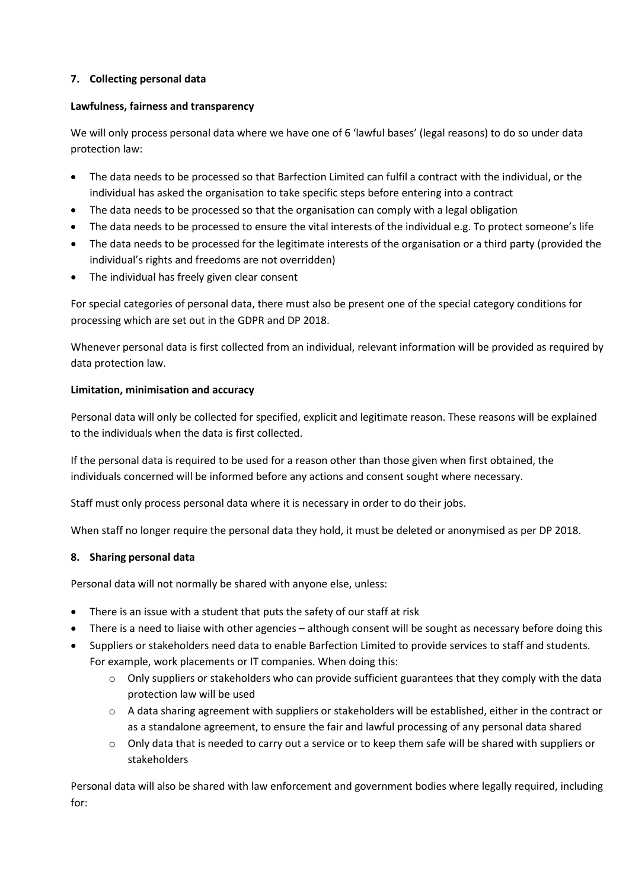## 7. Collecting personal data

**Lawfulness, fairness and transparency**

We will only process personal data where we have one of 6 'lawful bases' (legal reasons) to do so under data protection law:

- The data needs to be processed so that Barfection Limited can fulfil a contract with the individual, or the individual has asked the organisation to take specific steps before entering into a contract
- The data needs to be processed so that the organisation can comply with a legal obligation
- The data needs to be processed to ensure the vital interests of the individual e.g. To protect someone's life
- The data needs to be processed for the legitimate interests of the organisation or a third party (provided the individual's rights and freedoms are not overridden)
- The individual has freely given clear consent

For special categories of personal data, there must also be present one of the special category conditions for processing which are set out in the GDPR and DP 2018.

Whenever personal data is first collected from an individual, relevant information will be provided as required by data protection law.

**Limitation, minimisation and accuracy**

Personal data will only be collected for specified, explicit and legitimate reason. These reasons will be explained to the individuals when the data is first collected.

If the personal data is required to be used for a reason other than those given when first obtained, the individuals concerned will be informed before any actions and consent sought where necessary.

Staff must only process personal data where it is necessary in order to do their jobs.

When staff no longer require the personal data they hold, it must be deleted or anonymised as per DP 2018.

## 8. Sharing personal data

Personal data will not normally be shared with anyone else, unless:

- There is an issue with a student that puts the safety of our staff at risk
- There is a need to liaise with other agencies – although consent will be sought as necessary before doing this
- Suppliers or stakeholders need data to enable Barfection Limited to provide services to staff and students. For example, work placements or IT companies. When doing this:
  - Only suppliers or stakeholders who can provide sufficient guarantees that they comply with the data protection law will be used
  - A data sharing agreement with suppliers or stakeholders will be established, either in the contract or as a standalone agreement, to ensure the fair and lawful processing of any personal data shared
  - Only data that is needed to carry out a service or to keep them safe will be shared with suppliers or stakeholders

Personal data will also be shared with law enforcement and government bodies where legally required, including for: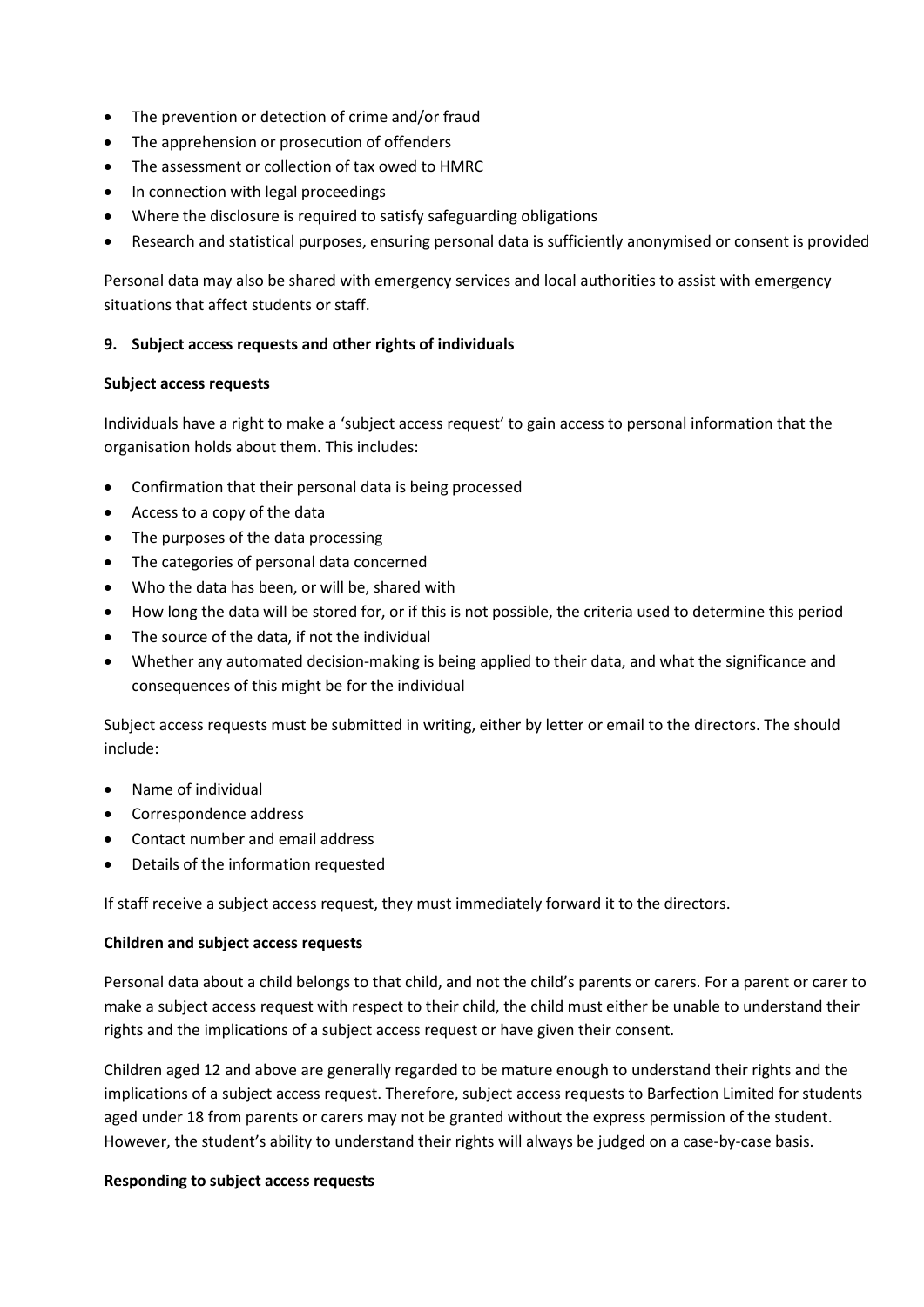- The prevention or detection of crime and/or fraud
- The apprehension or prosecution of offenders
- The assessment or collection of tax owed to HMRC
- In connection with legal proceedings
- Where the disclosure is required to satisfy safeguarding obligations
- Research and statistical purposes, ensuring personal data is sufficiently anonymised or consent is provided

Personal data may also be shared with emergency services and local authorities to assist with emergency situations that affect students or staff.

## 9. Subject access requests and other rights of individuals

### Subject access requests

Individuals have a right to make a 'subject access request' to gain access to personal information that the organisation holds about them. This includes:

- Confirmation that their personal data is being processed
- Access to a copy of the data
- The purposes of the data processing
- The categories of personal data concerned
- Who the data has been, or will be, shared with
- How long the data will be stored for, or if this is not possible, the criteria used to determine this period
- The source of the data, if not the individual
- Whether any automated decision-making is being applied to their data, and what the significance and consequences of this might be for the individual

Subject access requests must be submitted in writing, either by letter or email to the directors. The should include:

- Name of individual
- Correspondence address
- Contact number and email address
- Details of the information requested

If staff receive a subject access request, they must immediately forward it to the directors.

### Children and subject access requests

Personal data about a child belongs to that child, and not the child's parents or carers. For a parent or carer to make a subject access request with respect to their child, the child must either be unable to understand their rights and the implications of a subject access request or have given their consent.

Children aged 12 and above are generally regarded to be mature enough to understand their rights and the implications of a subject access request. Therefore, subject access requests to Barfection Limited for students aged under 18 from parents or carers may not be granted without the express permission of the student. However, the student's ability to understand their rights will always be judged on a case-by-case basis.

### Responding to subject access requests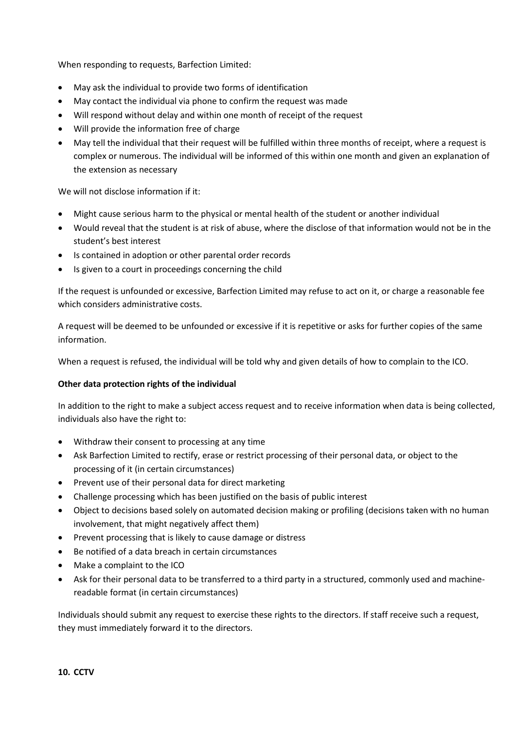When responding to requests, Barfection Limited:

- May ask the individual to provide two forms of identification
- May contact the individual via phone to confirm the request was made
- Will respond without delay and within one month of receipt of the request
- Will provide the information free of charge
- May tell the individual that their request will be fulfilled within three months of receipt, where a request is complex or numerous. The individual will be informed of this within one month and given an explanation of the extension as necessary

We will not disclose information if it:

- Might cause serious harm to the physical or mental health of the student or another individual
- Would reveal that the student is at risk of abuse, where the disclose of that information would not be in the student's best interest
- Is contained in adoption or other parental order records
- Is given to a court in proceedings concerning the child

If the request is unfounded or excessive, Barfection Limited may refuse to act on it, or charge a reasonable fee which considers administrative costs.

A request will be deemed to be unfounded or excessive if it is repetitive or asks for further copies of the same information.

When a request is refused, the individual will be told why and given details of how to complain to the ICO.

**Other data protection rights of the individual**

In addition to the right to make a subject access request and to receive information when data is being collected, individuals also have the right to:

- Withdraw their consent to processing at any time
- Ask Barfection Limited to rectify, erase or restrict processing of their personal data, or object to the processing of it (in certain circumstances)
- Prevent use of their personal data for direct marketing
- Challenge processing which has been justified on the basis of public interest
- Object to decisions based solely on automated decision making or profiling (decisions taken with no human involvement, that might negatively affect them)
- Prevent processing that is likely to cause damage or distress
- Be notified of a data breach in certain circumstances
- Make a complaint to the ICO
- Ask for their personal data to be transferred to a third party in a structured, commonly used and machine-readable format (in certain circumstances)

Individuals should submit any request to exercise these rights to the directors. If staff receive such a request, they must immediately forward it to the directors.

## 10. CCTV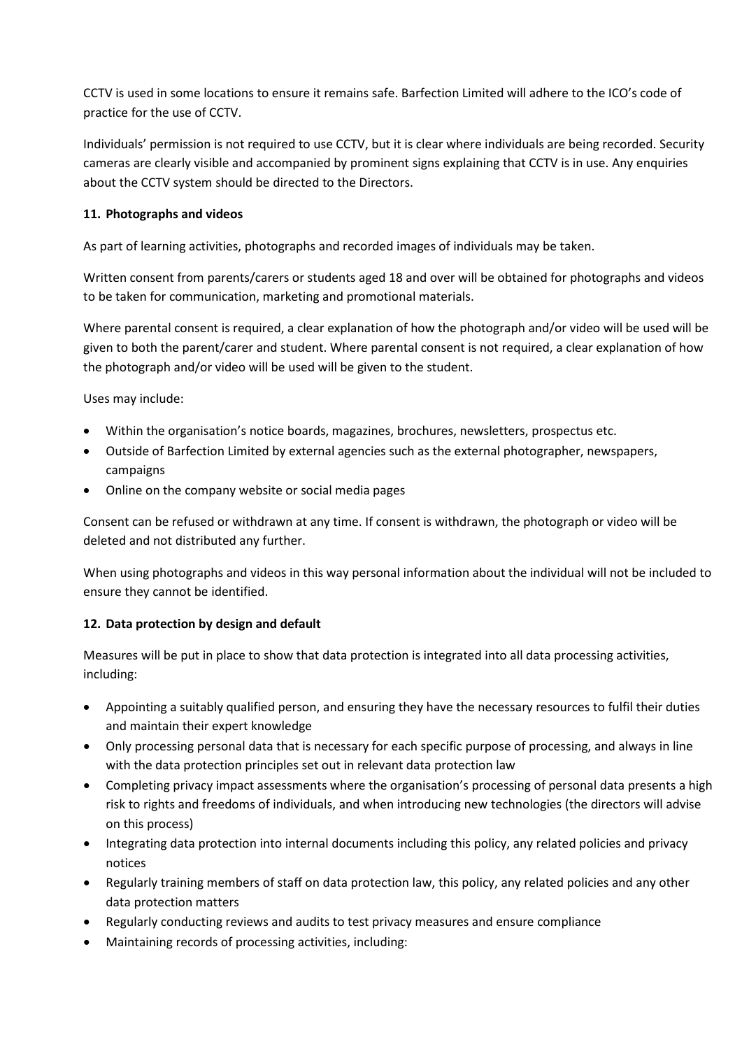CCTV is used in some locations to ensure it remains safe. Barfection Limited will adhere to the ICO's code of practice for the use of CCTV.

Individuals' permission is not required to use CCTV, but it is clear where individuals are being recorded. Security cameras are clearly visible and accompanied by prominent signs explaining that CCTV is in use. Any enquiries about the CCTV system should be directed to the Directors.

**11. Photographs and videos**

As part of learning activities, photographs and recorded images of individuals may be taken.

Written consent from parents/carers or students aged 18 and over will be obtained for photographs and videos to be taken for communication, marketing and promotional materials.

Where parental consent is required, a clear explanation of how the photograph and/or video will be used will be given to both the parent/carer and student. Where parental consent is not required, a clear explanation of how the photograph and/or video will be used will be given to the student.

Uses may include:

- Within the organisation's notice boards, magazines, brochures, newsletters, prospectus etc.
- Outside of Barfection Limited by external agencies such as the external photographer, newspapers, campaigns
- Online on the company website or social media pages

Consent can be refused or withdrawn at any time. If consent is withdrawn, the photograph or video will be deleted and not distributed any further.

When using photographs and videos in this way personal information about the individual will not be included to ensure they cannot be identified.

**12. Data protection by design and default**

Measures will be put in place to show that data protection is integrated into all data processing activities, including:

- Appointing a suitably qualified person, and ensuring they have the necessary resources to fulfil their duties and maintain their expert knowledge
- Only processing personal data that is necessary for each specific purpose of processing, and always in line with the data protection principles set out in relevant data protection law
- Completing privacy impact assessments where the organisation's processing of personal data presents a high risk to rights and freedoms of individuals, and when introducing new technologies (the directors will advise on this process)
- Integrating data protection into internal documents including this policy, any related policies and privacy notices
- Regularly training members of staff on data protection law, this policy, any related policies and any other data protection matters
- Regularly conducting reviews and audits to test privacy measures and ensure compliance
- Maintaining records of processing activities, including: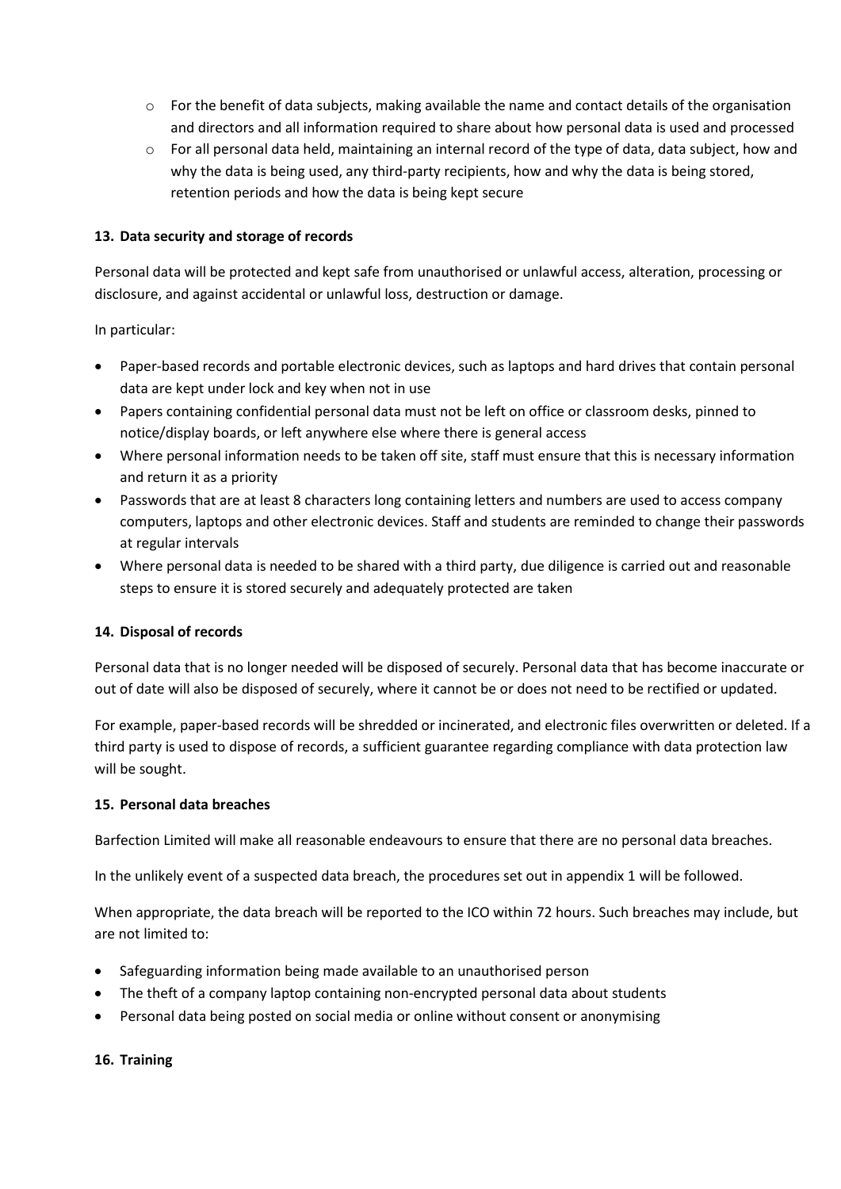- For the benefit of data subjects, making available the name and contact details of the organisation and directors and all information required to share about how personal data is used and processed
- For all personal data held, maintaining an internal record of the type of data, data subject, how and why the data is being used, any third-party recipients, how and why the data is being stored, retention periods and how the data is being kept secure

### 13. Data security and storage of records

Personal data will be protected and kept safe from unauthorised or unlawful access, alteration, processing or disclosure, and against accidental or unlawful loss, destruction or damage.

In particular:

- Paper-based records and portable electronic devices, such as laptops and hard drives that contain personal data are kept under lock and key when not in use
- Papers containing confidential personal data must not be left on office or classroom desks, pinned to notice/display boards, or left anywhere else where there is general access
- Where personal information needs to be taken off site, staff must ensure that this is necessary information and return it as a priority
- Passwords that are at least 8 characters long containing letters and numbers are used to access company computers, laptops and other electronic devices. Staff and students are reminded to change their passwords at regular intervals
- Where personal data is needed to be shared with a third party, due diligence is carried out and reasonable steps to ensure it is stored securely and adequately protected are taken

### 14. Disposal of records

Personal data that is no longer needed will be disposed of securely. Personal data that has become inaccurate or out of date will also be disposed of securely, where it cannot be or does not need to be rectified or updated.

For example, paper-based records will be shredded or incinerated, and electronic files overwritten or deleted. If a third party is used to dispose of records, a sufficient guarantee regarding compliance with data protection law will be sought.

### 15. Personal data breaches

Barfection Limited will make all reasonable endeavours to ensure that there are no personal data breaches.

In the unlikely event of a suspected data breach, the procedures set out in appendix 1 will be followed.

When appropriate, the data breach will be reported to the ICO within 72 hours. Such breaches may include, but are not limited to:

- Safeguarding information being made available to an unauthorised person
- The theft of a company laptop containing non-encrypted personal data about students
- Personal data being posted on social media or online without consent or anonymising

### 16. Training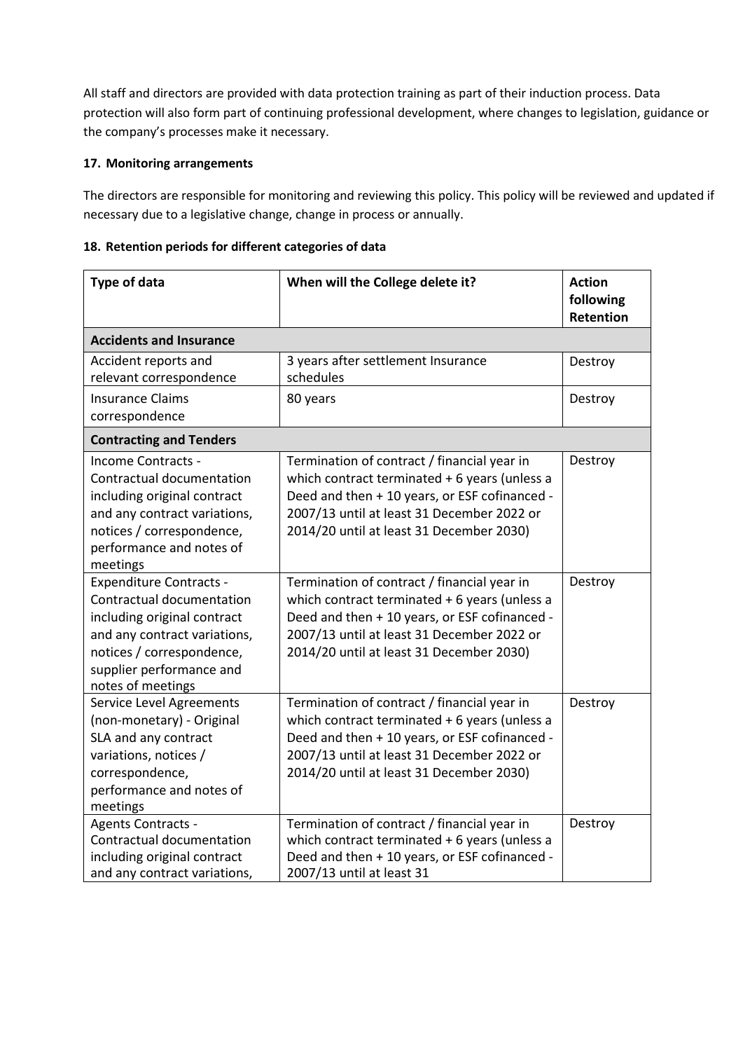All staff and directors are provided with data protection training as part of their induction process. Data protection will also form part of continuing professional development, where changes to legislation, guidance or the company's processes make it necessary.

## 17. Monitoring arrangements

The directors are responsible for monitoring and reviewing this policy. This policy will be reviewed and updated if necessary due to a legislative change, change in process or annually.

## 18. Retention periods for different categories of data

| Type of data | When will the College delete it? | Action following Retention |
|---|---|---|
| **Accidents and Insurance** | | |
| Accident reports and relevant correspondence | 3 years after settlement Insurance schedules | Destroy |
| Insurance Claims correspondence | 80 years | Destroy |
| **Contracting and Tenders** | | |
| Income Contracts - Contractual documentation including original contract and any contract variations, notices / correspondence, performance and notes of meetings | Termination of contract / financial year in which contract terminated + 6 years (unless a Deed and then + 10 years, or ESF cofinanced - 2007/13 until at least 31 December 2022 or 2014/20 until at least 31 December 2030) | Destroy |
| Expenditure Contracts - Contractual documentation including original contract and any contract variations, notices / correspondence, supplier performance and notes of meetings | Termination of contract / financial year in which contract terminated + 6 years (unless a Deed and then + 10 years, or ESF cofinanced - 2007/13 until at least 31 December 2022 or 2014/20 until at least 31 December 2030) | Destroy |
| Service Level Agreements (non-monetary) - Original SLA and any contract variations, notices / correspondence, performance and notes of meetings | Termination of contract / financial year in which contract terminated + 6 years (unless a Deed and then + 10 years, or ESF cofinanced - 2007/13 until at least 31 December 2022 or 2014/20 until at least 31 December 2030) | Destroy |
| Agents Contracts - Contractual documentation including original contract and any contract variations, | Termination of contract / financial year in which contract terminated + 6 years (unless a Deed and then + 10 years, or ESF cofinanced - 2007/13 until at least 31 | Destroy |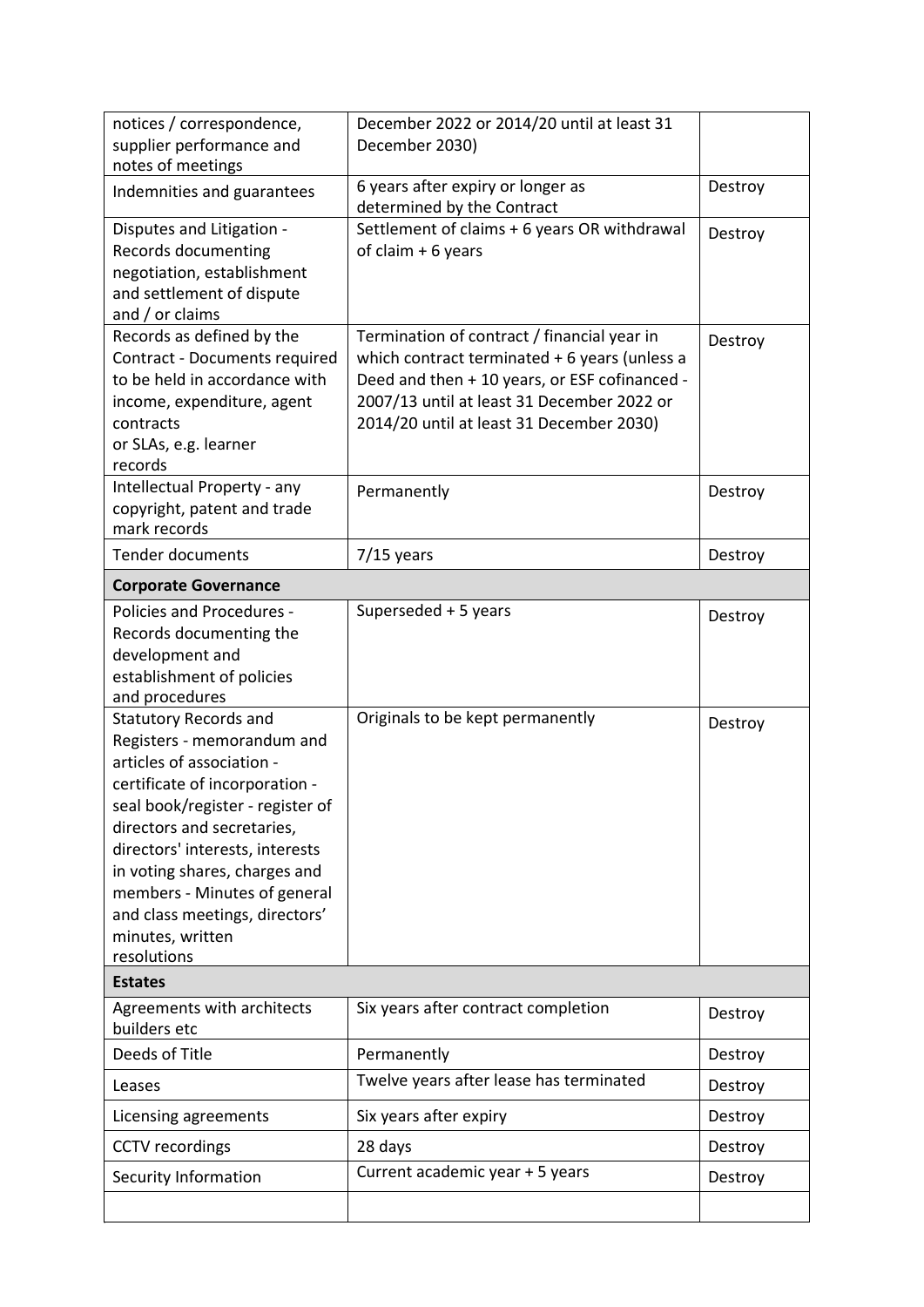| | | |
|---|---|---|
| notices / correspondence, supplier performance and notes of meetings | December 2022 or 2014/20 until at least 31 December 2030) | |
| Indemnities and guarantees | 6 years after expiry or longer as determined by the Contract | Destroy |
| Disputes and Litigation - Records documenting negotiation, establishment and settlement of dispute and / or claims | Settlement of claims + 6 years OR withdrawal of claim + 6 years | Destroy |
| Records as defined by the Contract - Documents required to be held in accordance with income, expenditure, agent contracts or SLAs, e.g. learner records | Termination of contract / financial year in which contract terminated + 6 years (unless a Deed and then + 10 years, or ESF cofinanced - 2007/13 until at least 31 December 2022 or 2014/20 until at least 31 December 2030) | Destroy |
| Intellectual Property - any copyright, patent and trade mark records | Permanently | Destroy |
| Tender documents | 7/15 years | Destroy |
| **Corporate Governance** | | |
| Policies and Procedures - Records documenting the development and establishment of policies and procedures | Superseded + 5 years | Destroy |
| Statutory Records and Registers - memorandum and articles of association - certificate of incorporation - seal book/register - register of directors and secretaries, directors' interests, interests in voting shares, charges and members - Minutes of general and class meetings, directors' minutes, written resolutions | Originals to be kept permanently | Destroy |
| **Estates** | | |
| Agreements with architects builders etc | Six years after contract completion | Destroy |
| Deeds of Title | Permanently | Destroy |
| Leases | Twelve years after lease has terminated | Destroy |
| Licensing agreements | Six years after expiry | Destroy |
| CCTV recordings | 28 days | Destroy |
| Security Information | Current academic year + 5 years | Destroy |
| | | |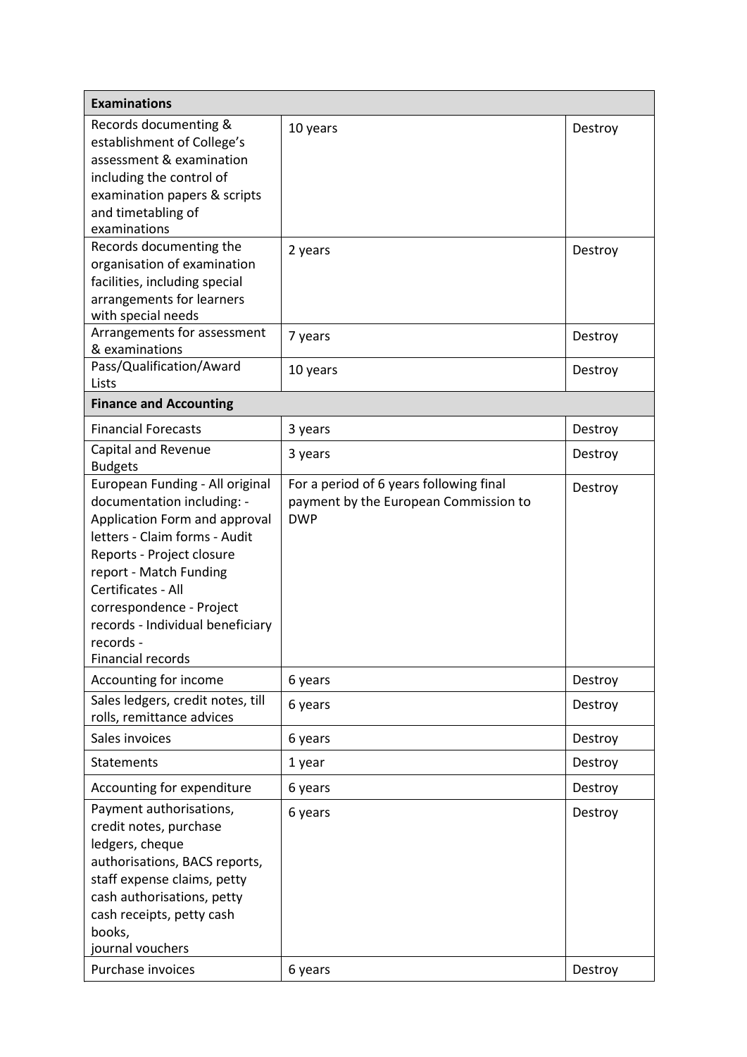| **Examinations** | | |
| --- | --- | --- |
| Records documenting & establishment of College's assessment & examination including the control of examination papers & scripts and timetabling of examinations | 10 years | Destroy |
| Records documenting the organisation of examination facilities, including special arrangements for learners with special needs | 2 years | Destroy |
| Arrangements for assessment & examinations | 7 years | Destroy |
| Pass/Qualification/Award Lists | 10 years | Destroy |
| **Finance and Accounting** | | |
| Financial Forecasts | 3 years | Destroy |
| Capital and Revenue Budgets | 3 years | Destroy |
| European Funding - All original documentation including: - Application Form and approval letters - Claim forms - Audit Reports - Project closure report - Match Funding Certificates - All correspondence - Project records - Individual beneficiary records - Financial records | For a period of 6 years following final payment by the European Commission to DWP | Destroy |
| Accounting for income | 6 years | Destroy |
| Sales ledgers, credit notes, till rolls, remittance advices | 6 years | Destroy |
| Sales invoices | 6 years | Destroy |
| Statements | 1 year | Destroy |
| Accounting for expenditure | 6 years | Destroy |
| Payment authorisations, credit notes, purchase ledgers, cheque authorisations, BACS reports, staff expense claims, petty cash authorisations, petty cash receipts, petty cash books, journal vouchers | 6 years | Destroy |
| Purchase invoices | 6 years | Destroy |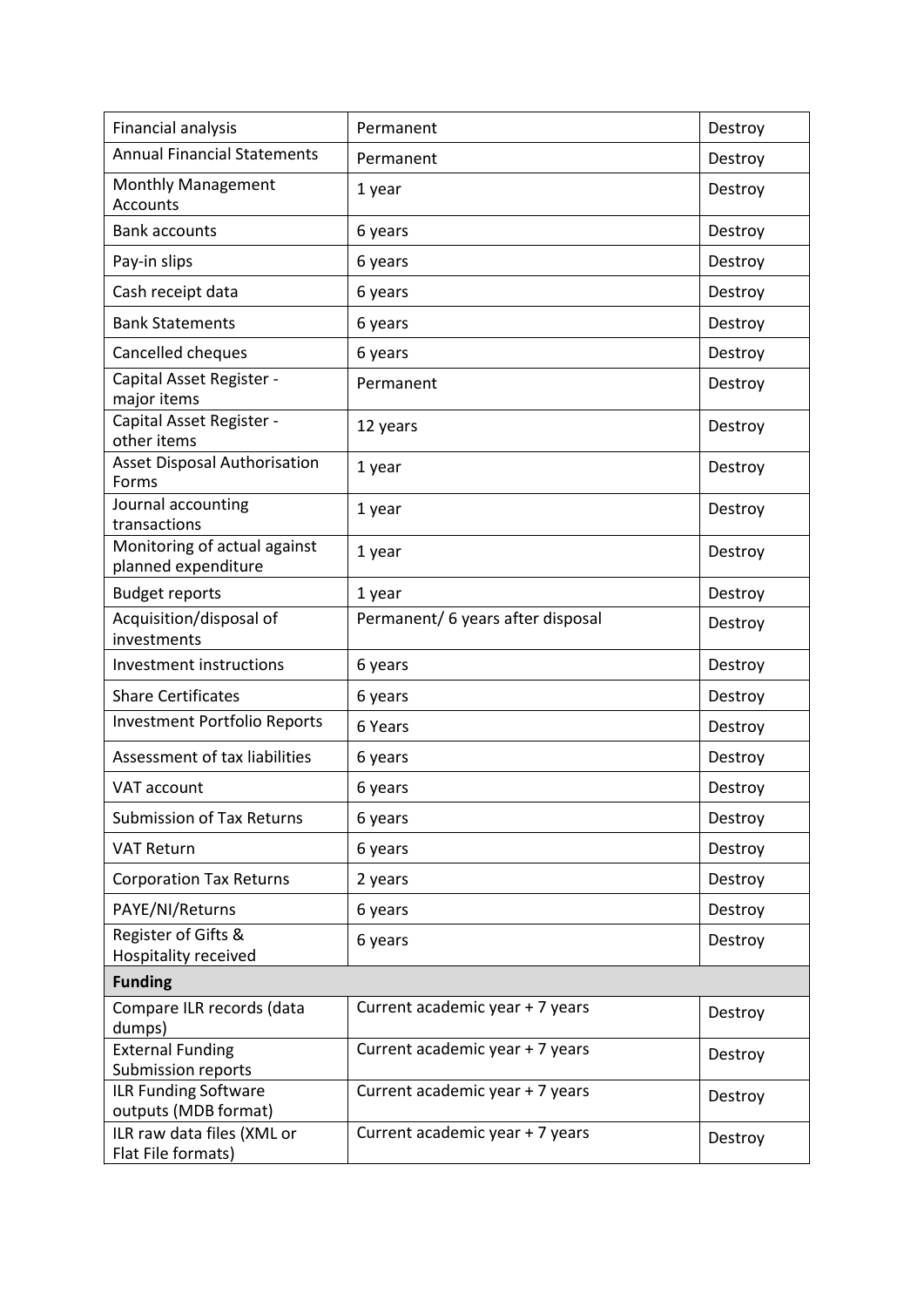| Financial analysis | Permanent | Destroy |
|---|---|---|
| Annual Financial Statements | Permanent | Destroy |
| Monthly Management Accounts | 1 year | Destroy |
| Bank accounts | 6 years | Destroy |
| Pay-in slips | 6 years | Destroy |
| Cash receipt data | 6 years | Destroy |
| Bank Statements | 6 years | Destroy |
| Cancelled cheques | 6 years | Destroy |
| Capital Asset Register - major items | Permanent | Destroy |
| Capital Asset Register - other items | 12 years | Destroy |
| Asset Disposal Authorisation Forms | 1 year | Destroy |
| Journal accounting transactions | 1 year | Destroy |
| Monitoring of actual against planned expenditure | 1 year | Destroy |
| Budget reports | 1 year | Destroy |
| Acquisition/disposal of investments | Permanent/ 6 years after disposal | Destroy |
| Investment instructions | 6 years | Destroy |
| Share Certificates | 6 years | Destroy |
| Investment Portfolio Reports | 6 Years | Destroy |
| Assessment of tax liabilities | 6 years | Destroy |
| VAT account | 6 years | Destroy |
| Submission of Tax Returns | 6 years | Destroy |
| VAT Return | 6 years | Destroy |
| Corporation Tax Returns | 2 years | Destroy |
| PAYE/NI/Returns | 6 years | Destroy |
| Register of Gifts & Hospitality received | 6 years | Destroy |
| **Funding** | | |
| Compare ILR records (data dumps) | Current academic year + 7 years | Destroy |
| External Funding Submission reports | Current academic year + 7 years | Destroy |
| ILR Funding Software outputs (MDB format) | Current academic year + 7 years | Destroy |
| ILR raw data files (XML or Flat File formats) | Current academic year + 7 years | Destroy |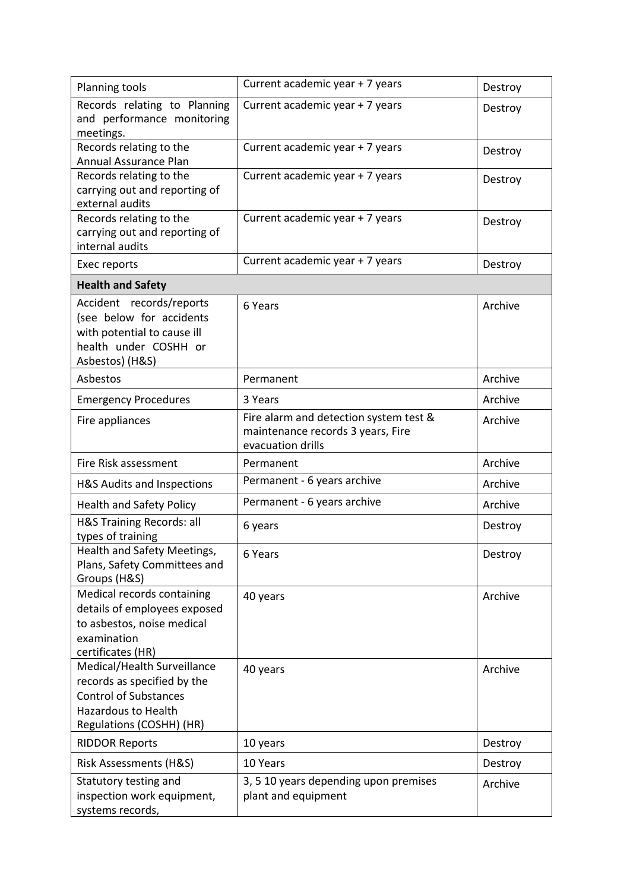| Planning tools | Current academic year + 7 years | Destroy |
|---|---|---|
| Records relating to Planning and performance monitoring meetings. | Current academic year + 7 years | Destroy |
| Records relating to the Annual Assurance Plan | Current academic year + 7 years | Destroy |
| Records relating to the carrying out and reporting of external audits | Current academic year + 7 years | Destroy |
| Records relating to the carrying out and reporting of internal audits | Current academic year + 7 years | Destroy |
| Exec reports | Current academic year + 7 years | Destroy |
| **Health and Safety** | | |
| Accident records/reports (see below for accidents with potential to cause ill health under COSHH or Asbestos) (H&S) | 6 Years | Archive |
| Asbestos | Permanent | Archive |
| Emergency Procedures | 3 Years | Archive |
| Fire appliances | Fire alarm and detection system test & maintenance records 3 years, Fire evacuation drills | Archive |
| Fire Risk assessment | Permanent | Archive |
| H&S Audits and Inspections | Permanent - 6 years archive | Archive |
| Health and Safety Policy | Permanent - 6 years archive | Archive |
| H&S Training Records: all types of training | 6 years | Destroy |
| Health and Safety Meetings, Plans, Safety Committees and Groups (H&S) | 6 Years | Destroy |
| Medical records containing details of employees exposed to asbestos, noise medical examination certificates (HR) | 40 years | Archive |
| Medical/Health Surveillance records as specified by the Control of Substances Hazardous to Health Regulations (COSHH) (HR) | 40 years | Archive |
| RIDDOR Reports | 10 years | Destroy |
| Risk Assessments (H&S) | 10 Years | Destroy |
| Statutory testing and inspection work equipment, systems records, | 3, 5 10 years depending upon premises plant and equipment | Archive |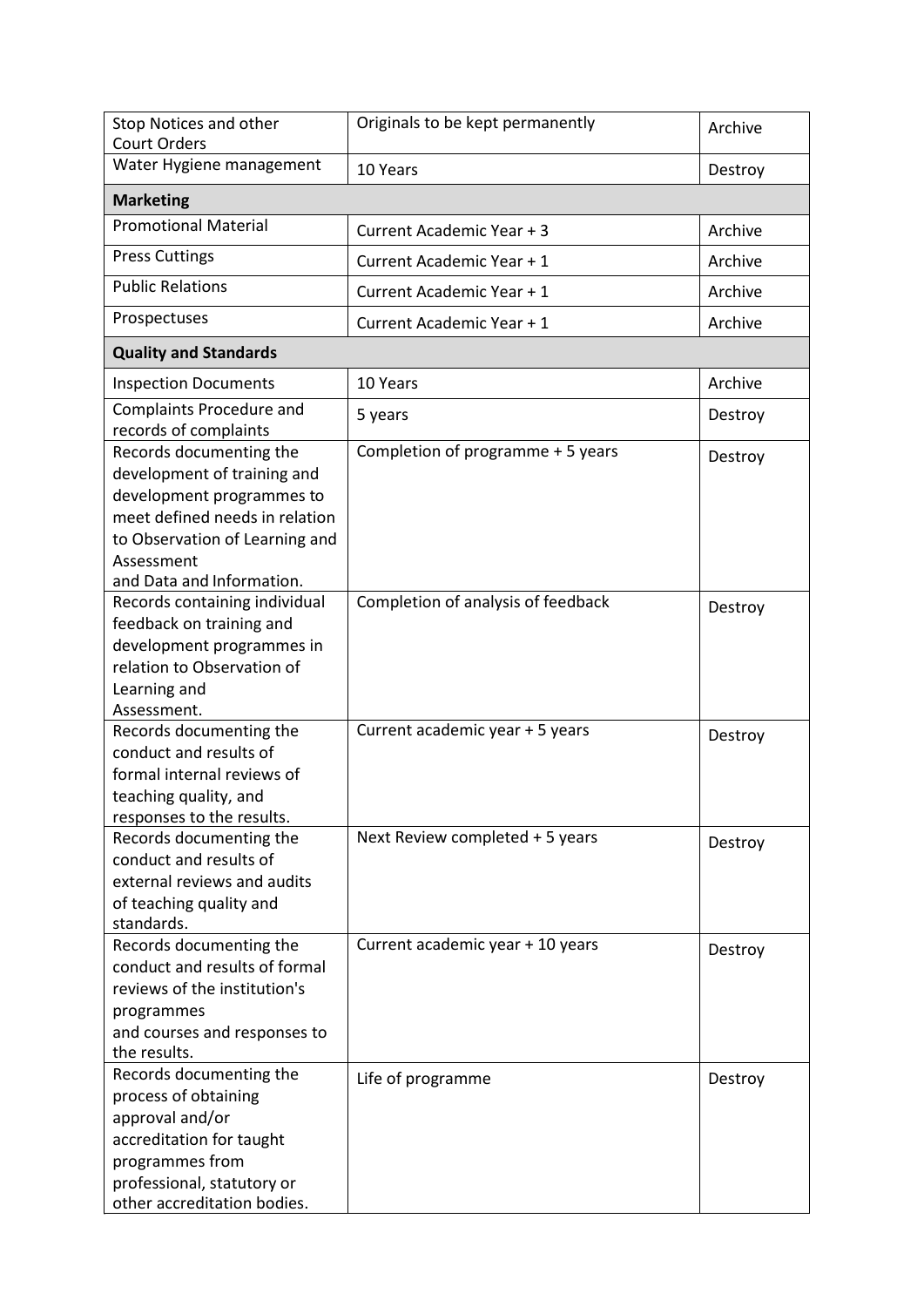| | | |
|---|---|---|
| Stop Notices and other Court Orders | Originals to be kept permanently | Archive |
| Water Hygiene management | 10 Years | Destroy |
| **Marketing** | | |
| Promotional Material | Current Academic Year + 3 | Archive |
| Press Cuttings | Current Academic Year + 1 | Archive |
| Public Relations | Current Academic Year + 1 | Archive |
| Prospectuses | Current Academic Year + 1 | Archive |
| **Quality and Standards** | | |
| Inspection Documents | 10 Years | Archive |
| Complaints Procedure and records of complaints | 5 years | Destroy |
| Records documenting the development of training and development programmes to meet defined needs in relation to Observation of Learning and Assessment and Data and Information. | Completion of programme + 5 years | Destroy |
| Records containing individual feedback on training and development programmes in relation to Observation of Learning and Assessment. | Completion of analysis of feedback | Destroy |
| Records documenting the conduct and results of formal internal reviews of teaching quality, and responses to the results. | Current academic year + 5 years | Destroy |
| Records documenting the conduct and results of external reviews and audits of teaching quality and standards. | Next Review completed + 5 years | Destroy |
| Records documenting the conduct and results of formal reviews of the institution's programmes and courses and responses to the results. | Current academic year + 10 years | Destroy |
| Records documenting the process of obtaining approval and/or accreditation for taught programmes from professional, statutory or other accreditation bodies. | Life of programme | Destroy |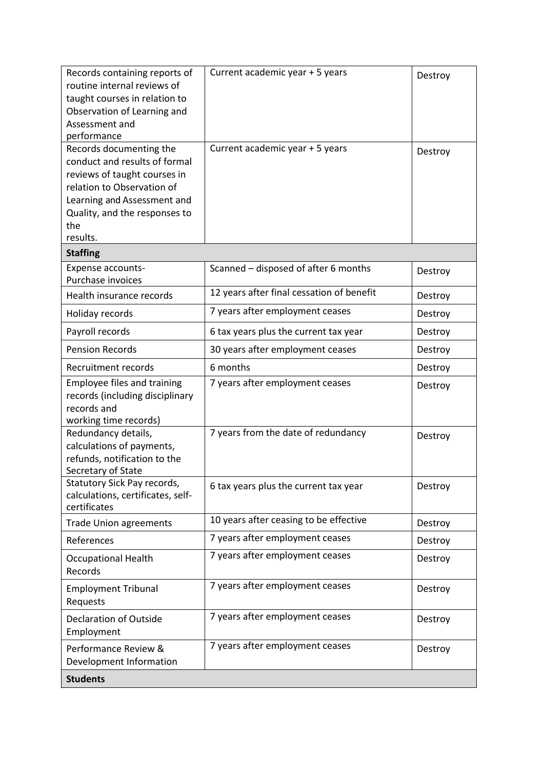| | | |
|---|---|---|
| Records containing reports of routine internal reviews of taught courses in relation to Observation of Learning and Assessment and performance | Current academic year + 5 years | Destroy |
| Records documenting the conduct and results of formal reviews of taught courses in relation to Observation of Learning and Assessment and Quality, and the responses to the results. | Current academic year + 5 years | Destroy |
| **Staffing** | | |
| Expense accounts- Purchase invoices | Scanned – disposed of after 6 months | Destroy |
| Health insurance records | 12 years after final cessation of benefit | Destroy |
| Holiday records | 7 years after employment ceases | Destroy |
| Payroll records | 6 tax years plus the current tax year | Destroy |
| Pension Records | 30 years after employment ceases | Destroy |
| Recruitment records | 6 months | Destroy |
| Employee files and training records (including disciplinary records and working time records) | 7 years after employment ceases | Destroy |
| Redundancy details, calculations of payments, refunds, notification to the Secretary of State | 7 years from the date of redundancy | Destroy |
| Statutory Sick Pay records, calculations, certificates, self-certificates | 6 tax years plus the current tax year | Destroy |
| Trade Union agreements | 10 years after ceasing to be effective | Destroy |
| References | 7 years after employment ceases | Destroy |
| Occupational Health Records | 7 years after employment ceases | Destroy |
| Employment Tribunal Requests | 7 years after employment ceases | Destroy |
| Declaration of Outside Employment | 7 years after employment ceases | Destroy |
| Performance Review & Development Information | 7 years after employment ceases | Destroy |
| **Students** | | |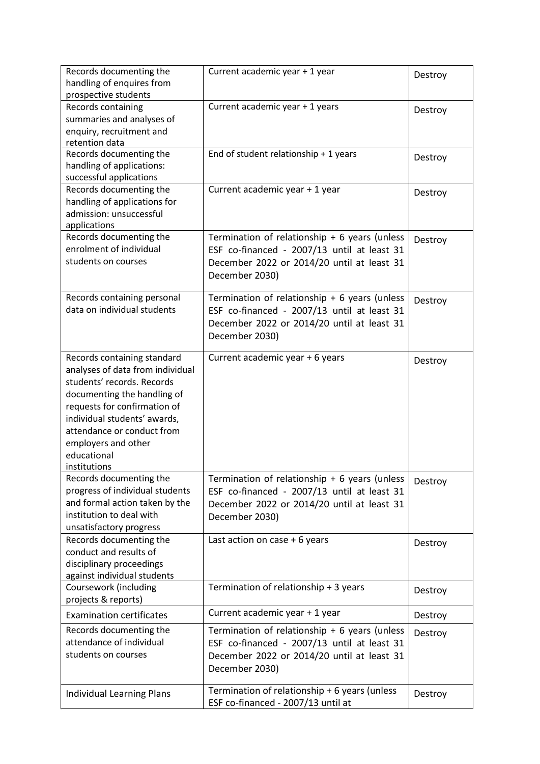| Records documenting the handling of enquires from prospective students | Current academic year + 1 year | Destroy |
|---|---|---|
| Records containing summaries and analyses of enquiry, recruitment and retention data | Current academic year + 1 years | Destroy |
| Records documenting the handling of applications: successful applications | End of student relationship + 1 years | Destroy |
| Records documenting the handling of applications for admission: unsuccessful applications | Current academic year + 1 year | Destroy |
| Records documenting the enrolment of individual students on courses | Termination of relationship + 6 years (unless ESF co-financed - 2007/13 until at least 31 December 2022 or 2014/20 until at least 31 December 2030) | Destroy |
| Records containing personal data on individual students | Termination of relationship + 6 years (unless ESF co-financed - 2007/13 until at least 31 December 2022 or 2014/20 until at least 31 December 2030) | Destroy |
| Records containing standard analyses of data from individual students' records. Records documenting the handling of requests for confirmation of individual students' awards, attendance or conduct from employers and other educational institutions | Current academic year + 6 years | Destroy |
| Records documenting the progress of individual students and formal action taken by the institution to deal with unsatisfactory progress | Termination of relationship + 6 years (unless ESF co-financed - 2007/13 until at least 31 December 2022 or 2014/20 until at least 31 December 2030) | Destroy |
| Records documenting the conduct and results of disciplinary proceedings against individual students | Last action on case + 6 years | Destroy |
| Coursework (including projects & reports) | Termination of relationship + 3 years | Destroy |
| Examination certificates | Current academic year + 1 year | Destroy |
| Records documenting the attendance of individual students on courses | Termination of relationship + 6 years (unless ESF co-financed - 2007/13 until at least 31 December 2022 or 2014/20 until at least 31 December 2030) | Destroy |
| Individual Learning Plans | Termination of relationship + 6 years (unless ESF co-financed - 2007/13 until at | Destroy |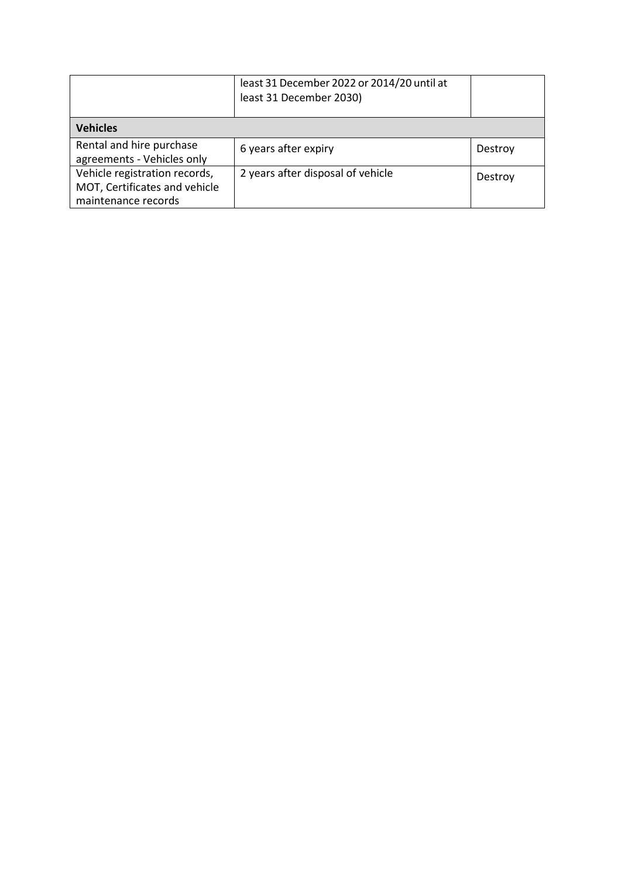| | | |
|---|---|---|
| | least 31 December 2022 or 2014/20 until at least 31 December 2030) | |
| **Vehicles** | | |
| Rental and hire purchase agreements - Vehicles only | 6 years after expiry | Destroy |
| Vehicle registration records, MOT, Certificates and vehicle maintenance records | 2 years after disposal of vehicle | Destroy |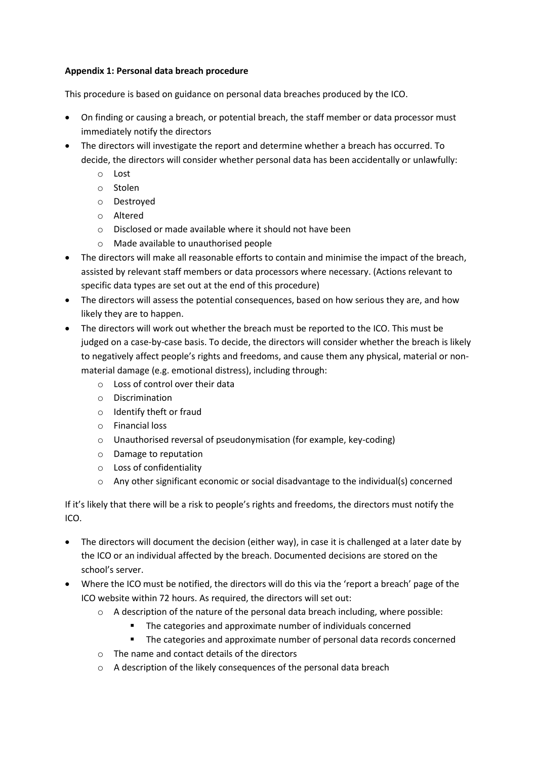**Appendix 1: Personal data breach procedure**

This procedure is based on guidance on personal data breaches produced by the ICO.

- On finding or causing a breach, or potential breach, the staff member or data processor must immediately notify the directors
- The directors will investigate the report and determine whether a breach has occurred. To decide, the directors will consider whether personal data has been accidentally or unlawfully:
  - Lost
  - Stolen
  - Destroyed
  - Altered
  - Disclosed or made available where it should not have been
  - Made available to unauthorised people
- The directors will make all reasonable efforts to contain and minimise the impact of the breach, assisted by relevant staff members or data processors where necessary. (Actions relevant to specific data types are set out at the end of this procedure)
- The directors will assess the potential consequences, based on how serious they are, and how likely they are to happen.
- The directors will work out whether the breach must be reported to the ICO. This must be judged on a case-by-case basis. To decide, the directors will consider whether the breach is likely to negatively affect people's rights and freedoms, and cause them any physical, material or non-material damage (e.g. emotional distress), including through:
  - Loss of control over their data
  - Discrimination
  - Identify theft or fraud
  - Financial loss
  - Unauthorised reversal of pseudonymisation (for example, key-coding)
  - Damage to reputation
  - Loss of confidentiality
  - Any other significant economic or social disadvantage to the individual(s) concerned

If it's likely that there will be a risk to people's rights and freedoms, the directors must notify the ICO.

- The directors will document the decision (either way), in case it is challenged at a later date by the ICO or an individual affected by the breach. Documented decisions are stored on the school's server.
- Where the ICO must be notified, the directors will do this via the 'report a breach' page of the ICO website within 72 hours. As required, the directors will set out:
  - A description of the nature of the personal data breach including, where possible:
    - The categories and approximate number of individuals concerned
    - The categories and approximate number of personal data records concerned
  - The name and contact details of the directors
  - A description of the likely consequences of the personal data breach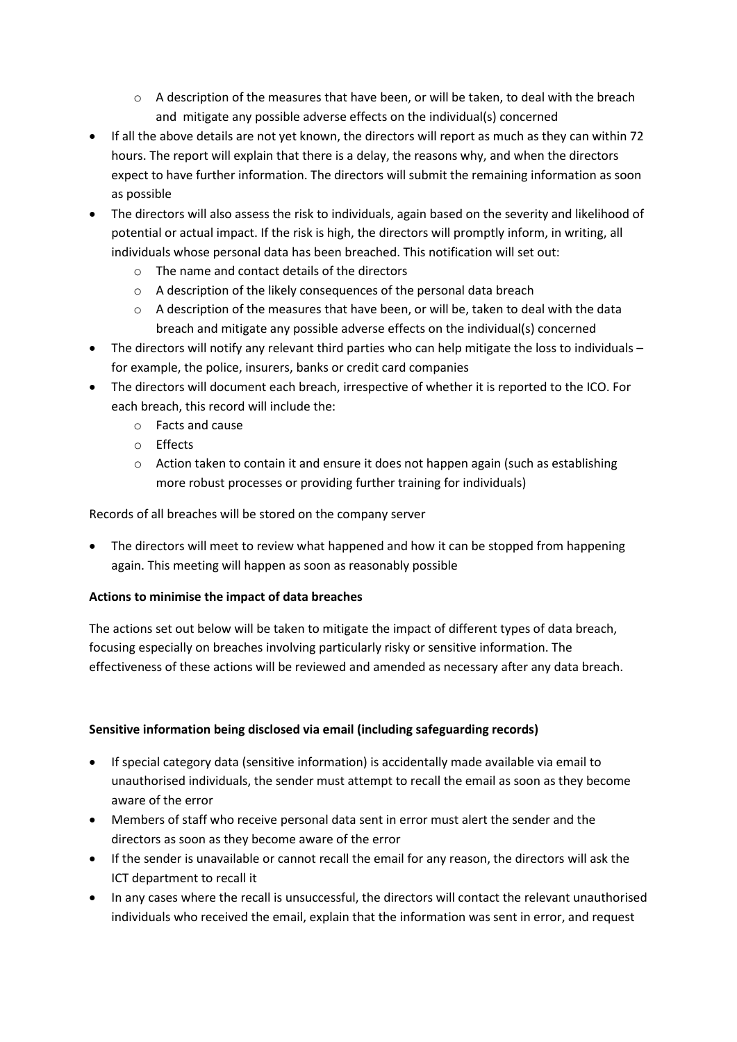- A description of the measures that have been, or will be taken, to deal with the breach and mitigate any possible adverse effects on the individual(s) concerned
- If all the above details are not yet known, the directors will report as much as they can within 72 hours. The report will explain that there is a delay, the reasons why, and when the directors expect to have further information. The directors will submit the remaining information as soon as possible
- The directors will also assess the risk to individuals, again based on the severity and likelihood of potential or actual impact. If the risk is high, the directors will promptly inform, in writing, all individuals whose personal data has been breached. This notification will set out:
    - The name and contact details of the directors
    - A description of the likely consequences of the personal data breach
    - A description of the measures that have been, or will be, taken to deal with the data breach and mitigate any possible adverse effects on the individual(s) concerned
- The directors will notify any relevant third parties who can help mitigate the loss to individuals – for example, the police, insurers, banks or credit card companies
- The directors will document each breach, irrespective of whether it is reported to the ICO. For each breach, this record will include the:
    - Facts and cause
    - Effects
    - Action taken to contain it and ensure it does not happen again (such as establishing more robust processes or providing further training for individuals)

Records of all breaches will be stored on the company server

- The directors will meet to review what happened and how it can be stopped from happening again. This meeting will happen as soon as reasonably possible

**Actions to minimise the impact of data breaches**

The actions set out below will be taken to mitigate the impact of different types of data breach, focusing especially on breaches involving particularly risky or sensitive information. The effectiveness of these actions will be reviewed and amended as necessary after any data breach.

**Sensitive information being disclosed via email (including safeguarding records)**

- If special category data (sensitive information) is accidentally made available via email to unauthorised individuals, the sender must attempt to recall the email as soon as they become aware of the error
- Members of staff who receive personal data sent in error must alert the sender and the directors as soon as they become aware of the error
- If the sender is unavailable or cannot recall the email for any reason, the directors will ask the ICT department to recall it
- In any cases where the recall is unsuccessful, the directors will contact the relevant unauthorised individuals who received the email, explain that the information was sent in error, and request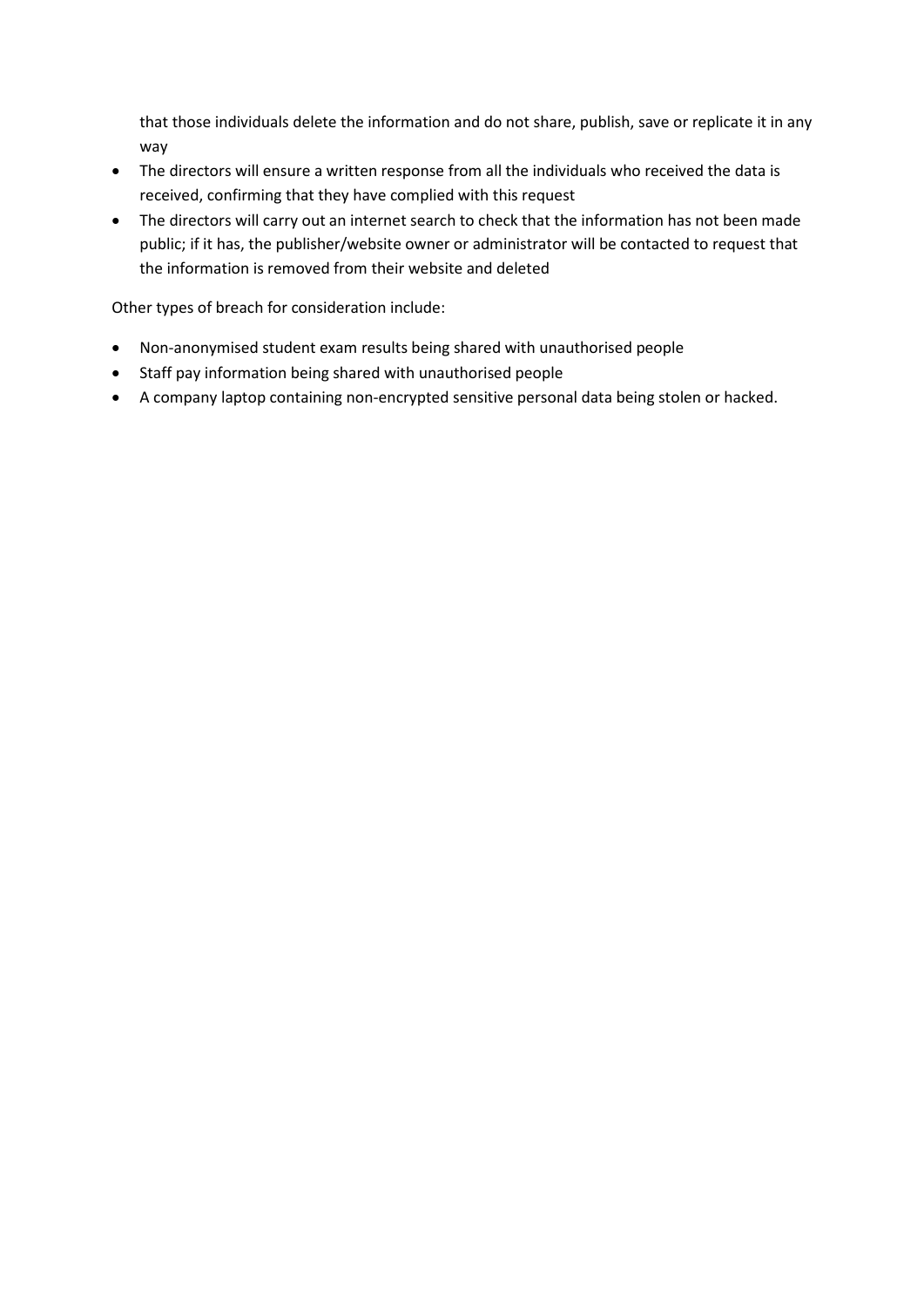that those individuals delete the information and do not share, publish, save or replicate it in any way

- The directors will ensure a written response from all the individuals who received the data is received, confirming that they have complied with this request
- The directors will carry out an internet search to check that the information has not been made public; if it has, the publisher/website owner or administrator will be contacted to request that the information is removed from their website and deleted

Other types of breach for consideration include:

- Non-anonymised student exam results being shared with unauthorised people
- Staff pay information being shared with unauthorised people
- A company laptop containing non-encrypted sensitive personal data being stolen or hacked.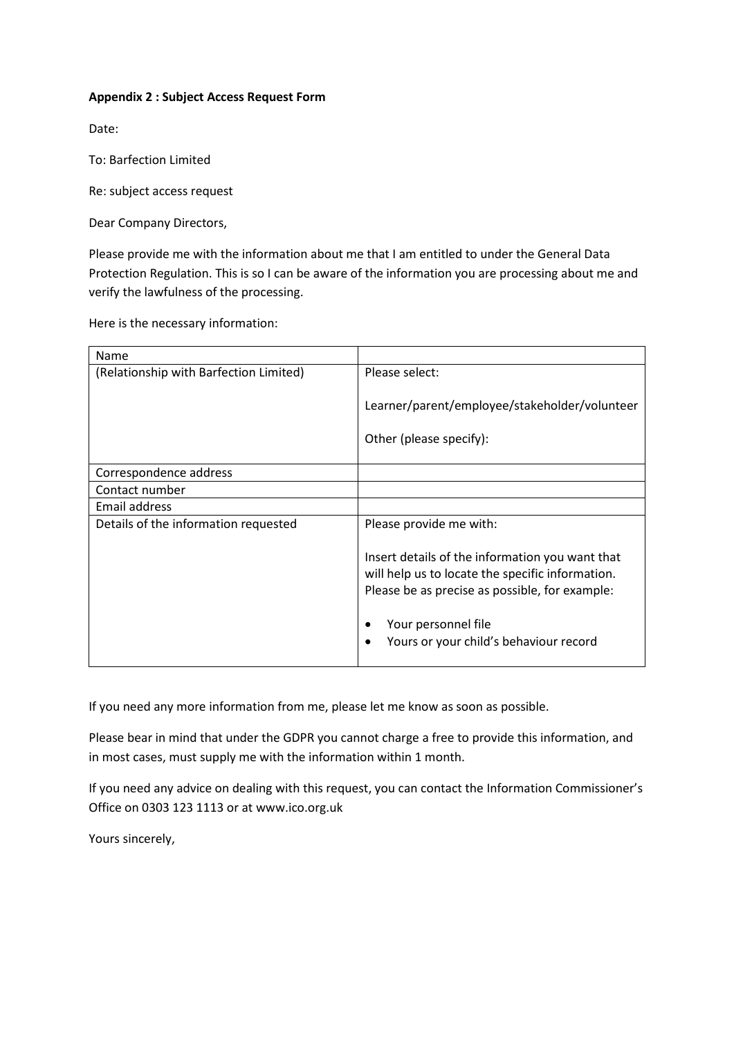**Appendix 2 : Subject Access Request Form**

Date:

To: Barfection Limited

Re: subject access request

Dear Company Directors,

Please provide me with the information about me that I am entitled to under the General Data Protection Regulation. This is so I can be aware of the information you are processing about me and verify the lawfulness of the processing.

Here is the necessary information:

| | |
|---|---|
| Name | |
| (Relationship with Barfection Limited) | Please select:<br><br>Learner/parent/employee/stakeholder/volunteer<br><br>Other (please specify): |
| Correspondence address | |
| Contact number | |
| Email address | |
| Details of the information requested | Please provide me with:<br><br>Insert details of the information you want that will help us to locate the specific information. Please be as precise as possible, for example:<br><br>• Your personnel file<br>• Yours or your child's behaviour record |

If you need any more information from me, please let me know as soon as possible.

Please bear in mind that under the GDPR you cannot charge a free to provide this information, and in most cases, must supply me with the information within 1 month.

If you need any advice on dealing with this request, you can contact the Information Commissioner's Office on 0303 123 1113 or at www.ico.org.uk

Yours sincerely,